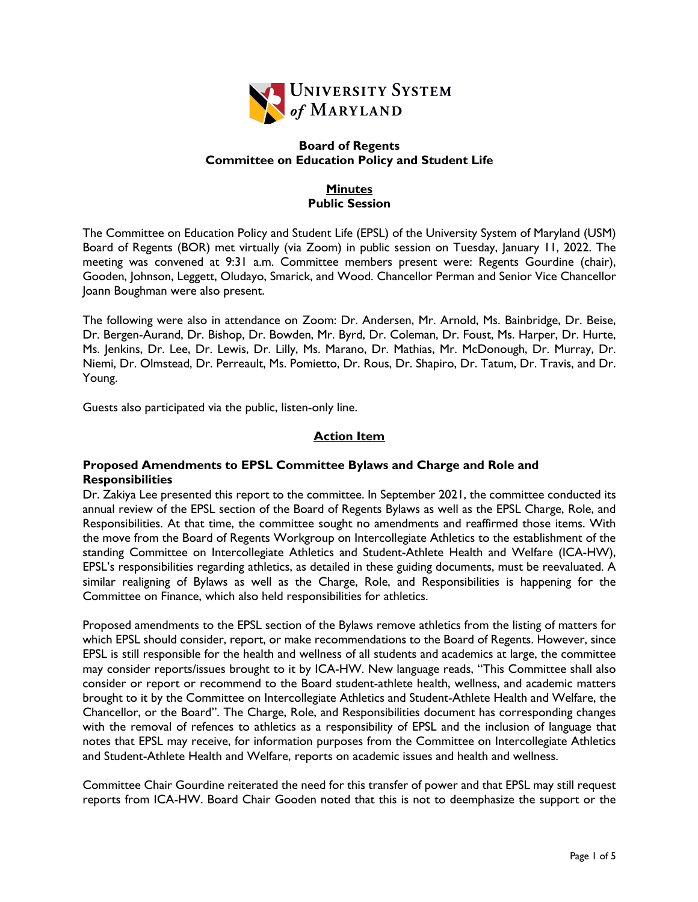**Board of Regents**
**Committee on Education Policy and Student Life**

**Minutes**
**Public Session**

The Committee on Education Policy and Student Life (EPSL) of the University System of Maryland (USM) Board of Regents (BOR) met virtually (via Zoom) in public session on Tuesday, January 11, 2022. The meeting was convened at 9:31 a.m. Committee members present were: Regents Gourdine (chair), Gooden, Johnson, Leggett, Oludayo, Smarick, and Wood. Chancellor Perman and Senior Vice Chancellor Joann Boughman were also present.

The following were also in attendance on Zoom: Dr. Andersen, Mr. Arnold, Ms. Bainbridge, Dr. Beise, Dr. Bergen-Aurand, Dr. Bishop, Dr. Bowden, Mr. Byrd, Dr. Coleman, Dr. Foust, Ms. Harper, Dr. Hurte, Ms. Jenkins, Dr. Lee, Dr. Lewis, Dr. Lilly, Ms. Marano, Dr. Mathias, Mr. McDonough, Dr. Murray, Dr. Niemi, Dr. Olmstead, Dr. Perreault, Ms. Pomietto, Dr. Rous, Dr. Shapiro, Dr. Tatum, Dr. Travis, and Dr. Young.

Guests also participated via the public, listen-only line.

## Action Item

### Proposed Amendments to EPSL Committee Bylaws and Charge and Role and Responsibilities

Dr. Zakiya Lee presented this report to the committee. In September 2021, the committee conducted its annual review of the EPSL section of the Board of Regents Bylaws as well as the EPSL Charge, Role, and Responsibilities. At that time, the committee sought no amendments and reaffirmed those items. With the move from the Board of Regents Workgroup on Intercollegiate Athletics to the establishment of the standing Committee on Intercollegiate Athletics and Student-Athlete Health and Welfare (ICA-HW), EPSL's responsibilities regarding athletics, as detailed in these guiding documents, must be reevaluated. A similar realigning of Bylaws as well as the Charge, Role, and Responsibilities is happening for the Committee on Finance, which also held responsibilities for athletics.

Proposed amendments to the EPSL section of the Bylaws remove athletics from the listing of matters for which EPSL should consider, report, or make recommendations to the Board of Regents. However, since EPSL is still responsible for the health and wellness of all students and academics at large, the committee may consider reports/issues brought to it by ICA-HW. New language reads, "This Committee shall also consider or report or recommend to the Board student-athlete health, wellness, and academic matters brought to it by the Committee on Intercollegiate Athletics and Student-Athlete Health and Welfare, the Chancellor, or the Board". The Charge, Role, and Responsibilities document has corresponding changes with the removal of refences to athletics as a responsibility of EPSL and the inclusion of language that notes that EPSL may receive, for information purposes from the Committee on Intercollegiate Athletics and Student-Athlete Health and Welfare, reports on academic issues and health and wellness.

Committee Chair Gourdine reiterated the need for this transfer of power and that EPSL may still request reports from ICA-HW. Board Chair Gooden noted that this is not to deemphasize the support or the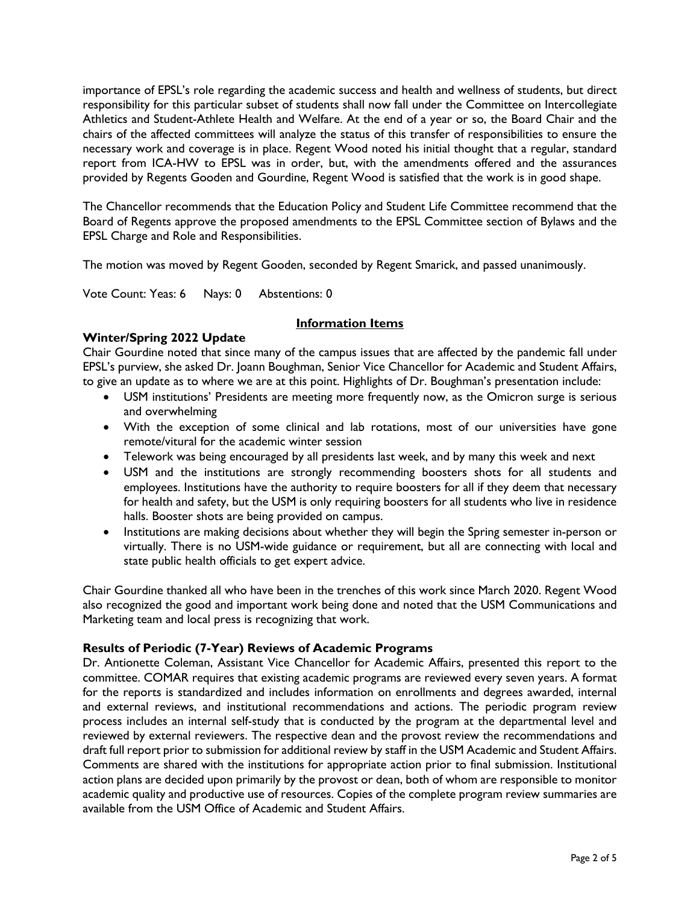importance of EPSL's role regarding the academic success and health and wellness of students, but direct responsibility for this particular subset of students shall now fall under the Committee on Intercollegiate Athletics and Student-Athlete Health and Welfare. At the end of a year or so, the Board Chair and the chairs of the affected committees will analyze the status of this transfer of responsibilities to ensure the necessary work and coverage is in place. Regent Wood noted his initial thought that a regular, standard report from ICA-HW to EPSL was in order, but, with the amendments offered and the assurances provided by Regents Gooden and Gourdine, Regent Wood is satisfied that the work is in good shape.

The Chancellor recommends that the Education Policy and Student Life Committee recommend that the Board of Regents approve the proposed amendments to the EPSL Committee section of Bylaws and the EPSL Charge and Role and Responsibilities.

The motion was moved by Regent Gooden, seconded by Regent Smarick, and passed unanimously.

Vote Count: Yeas: 6 Nays: 0 Abstentions: 0

## Information Items

### Winter/Spring 2022 Update

Chair Gourdine noted that since many of the campus issues that are affected by the pandemic fall under EPSL's purview, she asked Dr. Joann Boughman, Senior Vice Chancellor for Academic and Student Affairs, to give an update as to where we are at this point. Highlights of Dr. Boughman's presentation include:

- USM institutions' Presidents are meeting more frequently now, as the Omicron surge is serious and overwhelming
- With the exception of some clinical and lab rotations, most of our universities have gone remote/vitural for the academic winter session
- Telework was being encouraged by all presidents last week, and by many this week and next
- USM and the institutions are strongly recommending boosters shots for all students and employees. Institutions have the authority to require boosters for all if they deem that necessary for health and safety, but the USM is only requiring boosters for all students who live in residence halls. Booster shots are being provided on campus.
- Institutions are making decisions about whether they will begin the Spring semester in-person or virtually. There is no USM-wide guidance or requirement, but all are connecting with local and state public health officials to get expert advice.

Chair Gourdine thanked all who have been in the trenches of this work since March 2020. Regent Wood also recognized the good and important work being done and noted that the USM Communications and Marketing team and local press is recognizing that work.

### Results of Periodic (7-Year) Reviews of Academic Programs

Dr. Antionette Coleman, Assistant Vice Chancellor for Academic Affairs, presented this report to the committee. COMAR requires that existing academic programs are reviewed every seven years. A format for the reports is standardized and includes information on enrollments and degrees awarded, internal and external reviews, and institutional recommendations and actions. The periodic program review process includes an internal self-study that is conducted by the program at the departmental level and reviewed by external reviewers. The respective dean and the provost review the recommendations and draft full report prior to submission for additional review by staff in the USM Academic and Student Affairs. Comments are shared with the institutions for appropriate action prior to final submission. Institutional action plans are decided upon primarily by the provost or dean, both of whom are responsible to monitor academic quality and productive use of resources. Copies of the complete program review summaries are available from the USM Office of Academic and Student Affairs.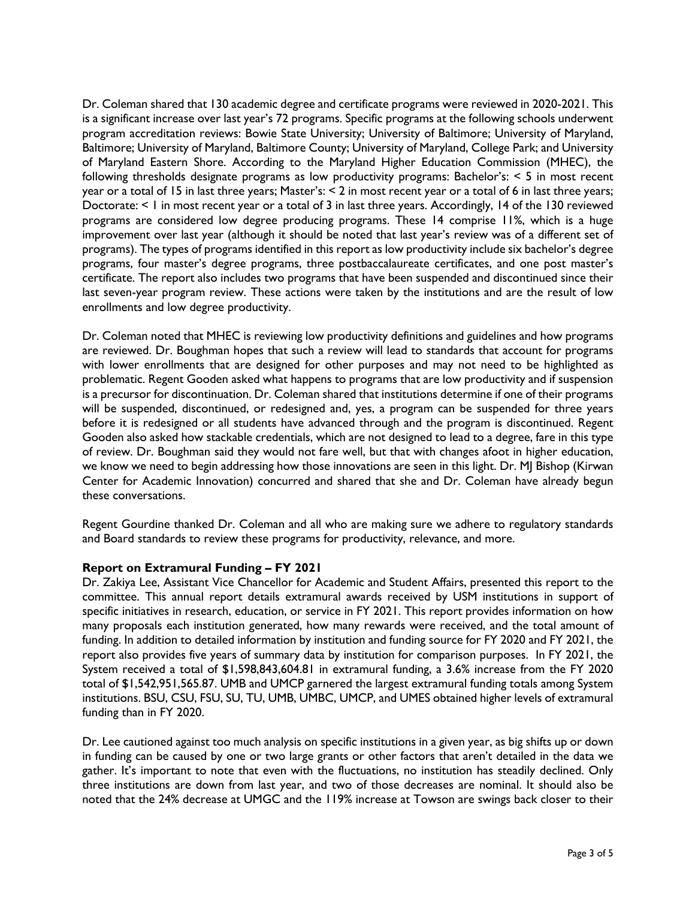Dr. Coleman shared that 130 academic degree and certificate programs were reviewed in 2020-2021. This is a significant increase over last year's 72 programs. Specific programs at the following schools underwent program accreditation reviews: Bowie State University; University of Baltimore; University of Maryland, Baltimore; University of Maryland, Baltimore County; University of Maryland, College Park; and University of Maryland Eastern Shore. According to the Maryland Higher Education Commission (MHEC), the following thresholds designate programs as low productivity programs: Bachelor's: < 5 in most recent year or a total of 15 in last three years; Master's: < 2 in most recent year or a total of 6 in last three years; Doctorate: < 1 in most recent year or a total of 3 in last three years. Accordingly, 14 of the 130 reviewed programs are considered low degree producing programs. These 14 comprise 11%, which is a huge improvement over last year (although it should be noted that last year's review was of a different set of programs). The types of programs identified in this report as low productivity include six bachelor's degree programs, four master's degree programs, three postbaccalaureate certificates, and one post master's certificate. The report also includes two programs that have been suspended and discontinued since their last seven-year program review. These actions were taken by the institutions and are the result of low enrollments and low degree productivity.

Dr. Coleman noted that MHEC is reviewing low productivity definitions and guidelines and how programs are reviewed. Dr. Boughman hopes that such a review will lead to standards that account for programs with lower enrollments that are designed for other purposes and may not need to be highlighted as problematic. Regent Gooden asked what happens to programs that are low productivity and if suspension is a precursor for discontinuation. Dr. Coleman shared that institutions determine if one of their programs will be suspended, discontinued, or redesigned and, yes, a program can be suspended for three years before it is redesigned or all students have advanced through and the program is discontinued. Regent Gooden also asked how stackable credentials, which are not designed to lead to a degree, fare in this type of review. Dr. Boughman said they would not fare well, but that with changes afoot in higher education, we know we need to begin addressing how those innovations are seen in this light. Dr. MJ Bishop (Kirwan Center for Academic Innovation) concurred and shared that she and Dr. Coleman have already begun these conversations.

Regent Gourdine thanked Dr. Coleman and all who are making sure we adhere to regulatory standards and Board standards to review these programs for productivity, relevance, and more.

**Report on Extramural Funding – FY 2021**

Dr. Zakiya Lee, Assistant Vice Chancellor for Academic and Student Affairs, presented this report to the committee. This annual report details extramural awards received by USM institutions in support of specific initiatives in research, education, or service in FY 2021. This report provides information on how many proposals each institution generated, how many rewards were received, and the total amount of funding. In addition to detailed information by institution and funding source for FY 2020 and FY 2021, the report also provides five years of summary data by institution for comparison purposes. In FY 2021, the System received a total of $1,598,843,604.81 in extramural funding, a 3.6% increase from the FY 2020 total of $1,542,951,565.87. UMB and UMCP garnered the largest extramural funding totals among System institutions. BSU, CSU, FSU, SU, TU, UMB, UMBC, UMCP, and UMES obtained higher levels of extramural funding than in FY 2020.

Dr. Lee cautioned against too much analysis on specific institutions in a given year, as big shifts up or down in funding can be caused by one or two large grants or other factors that aren't detailed in the data we gather. It's important to note that even with the fluctuations, no institution has steadily declined. Only three institutions are down from last year, and two of those decreases are nominal. It should also be noted that the 24% decrease at UMGC and the 119% increase at Towson are swings back closer to their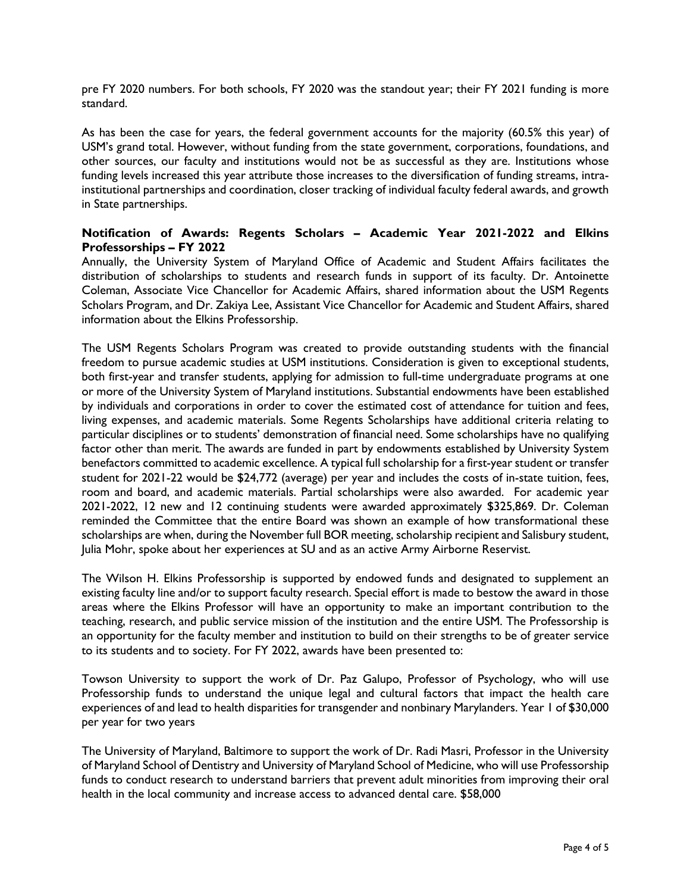pre FY 2020 numbers. For both schools, FY 2020 was the standout year; their FY 2021 funding is more standard.

As has been the case for years, the federal government accounts for the majority (60.5% this year) of USM's grand total. However, without funding from the state government, corporations, foundations, and other sources, our faculty and institutions would not be as successful as they are. Institutions whose funding levels increased this year attribute those increases to the diversification of funding streams, intra-institutional partnerships and coordination, closer tracking of individual faculty federal awards, and growth in State partnerships.

**Notification of Awards: Regents Scholars – Academic Year 2021-2022 and Elkins Professorships – FY 2022**

Annually, the University System of Maryland Office of Academic and Student Affairs facilitates the distribution of scholarships to students and research funds in support of its faculty. Dr. Antoinette Coleman, Associate Vice Chancellor for Academic Affairs, shared information about the USM Regents Scholars Program, and Dr. Zakiya Lee, Assistant Vice Chancellor for Academic and Student Affairs, shared information about the Elkins Professorship.

The USM Regents Scholars Program was created to provide outstanding students with the financial freedom to pursue academic studies at USM institutions. Consideration is given to exceptional students, both first-year and transfer students, applying for admission to full-time undergraduate programs at one or more of the University System of Maryland institutions. Substantial endowments have been established by individuals and corporations in order to cover the estimated cost of attendance for tuition and fees, living expenses, and academic materials. Some Regents Scholarships have additional criteria relating to particular disciplines or to students' demonstration of financial need. Some scholarships have no qualifying factor other than merit. The awards are funded in part by endowments established by University System benefactors committed to academic excellence. A typical full scholarship for a first-year student or transfer student for 2021-22 would be $24,772 (average) per year and includes the costs of in-state tuition, fees, room and board, and academic materials. Partial scholarships were also awarded. For academic year 2021-2022, 12 new and 12 continuing students were awarded approximately $325,869. Dr. Coleman reminded the Committee that the entire Board was shown an example of how transformational these scholarships are when, during the November full BOR meeting, scholarship recipient and Salisbury student, Julia Mohr, spoke about her experiences at SU and as an active Army Airborne Reservist.

The Wilson H. Elkins Professorship is supported by endowed funds and designated to supplement an existing faculty line and/or to support faculty research. Special effort is made to bestow the award in those areas where the Elkins Professor will have an opportunity to make an important contribution to the teaching, research, and public service mission of the institution and the entire USM. The Professorship is an opportunity for the faculty member and institution to build on their strengths to be of greater service to its students and to society. For FY 2022, awards have been presented to:

Towson University to support the work of Dr. Paz Galupo, Professor of Psychology, who will use Professorship funds to understand the unique legal and cultural factors that impact the health care experiences of and lead to health disparities for transgender and nonbinary Marylanders. Year 1 of $30,000 per year for two years

The University of Maryland, Baltimore to support the work of Dr. Radi Masri, Professor in the University of Maryland School of Dentistry and University of Maryland School of Medicine, who will use Professorship funds to conduct research to understand barriers that prevent adult minorities from improving their oral health in the local community and increase access to advanced dental care. $58,000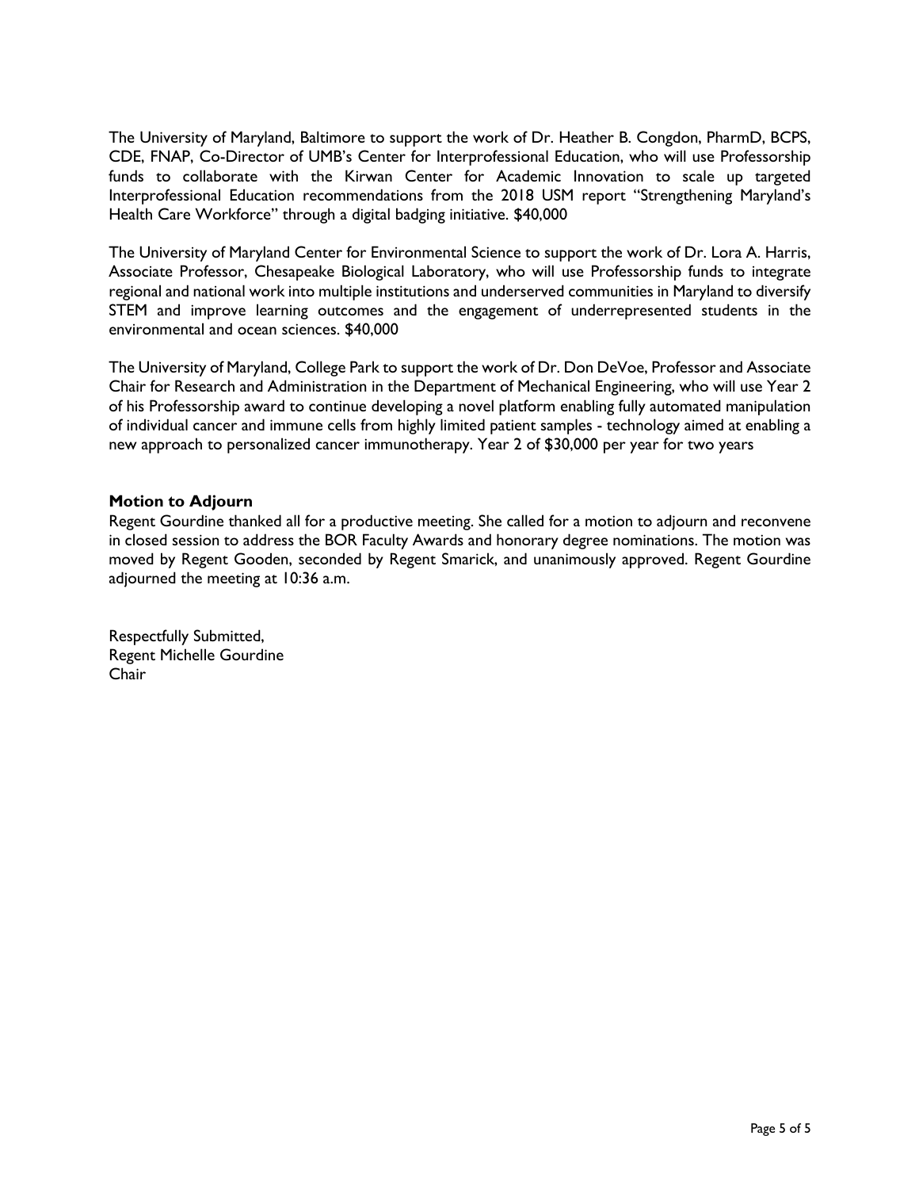The University of Maryland, Baltimore to support the work of Dr. Heather B. Congdon, PharmD, BCPS, CDE, FNAP, Co-Director of UMB's Center for Interprofessional Education, who will use Professorship funds to collaborate with the Kirwan Center for Academic Innovation to scale up targeted Interprofessional Education recommendations from the 2018 USM report "Strengthening Maryland's Health Care Workforce" through a digital badging initiative. $40,000

The University of Maryland Center for Environmental Science to support the work of Dr. Lora A. Harris, Associate Professor, Chesapeake Biological Laboratory, who will use Professorship funds to integrate regional and national work into multiple institutions and underserved communities in Maryland to diversify STEM and improve learning outcomes and the engagement of underrepresented students in the environmental and ocean sciences. $40,000

The University of Maryland, College Park to support the work of Dr. Don DeVoe, Professor and Associate Chair for Research and Administration in the Department of Mechanical Engineering, who will use Year 2 of his Professorship award to continue developing a novel platform enabling fully automated manipulation of individual cancer and immune cells from highly limited patient samples - technology aimed at enabling a new approach to personalized cancer immunotherapy. Year 2 of $30,000 per year for two years

**Motion to Adjourn**
Regent Gourdine thanked all for a productive meeting. She called for a motion to adjourn and reconvene in closed session to address the BOR Faculty Awards and honorary degree nominations. The motion was moved by Regent Gooden, seconded by Regent Smarick, and unanimously approved. Regent Gourdine adjourned the meeting at 10:36 a.m.

Respectfully Submitted,
Regent Michelle Gourdine
Chair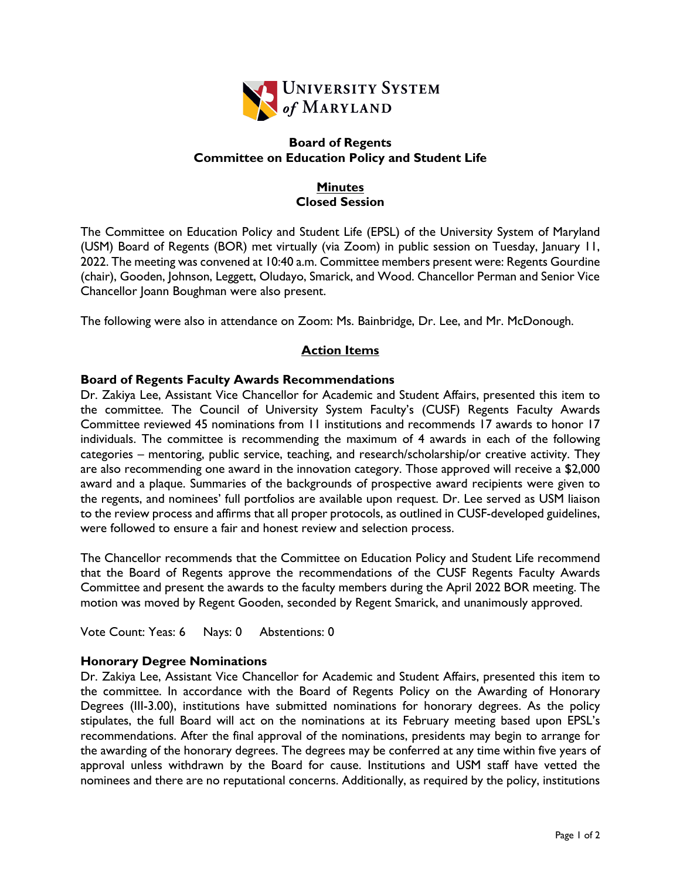University System of Maryland

**Board of Regents**
**Committee on Education Policy and Student Life**

**Minutes**
**Closed Session**

The Committee on Education Policy and Student Life (EPSL) of the University System of Maryland (USM) Board of Regents (BOR) met virtually (via Zoom) in public session on Tuesday, January 11, 2022. The meeting was convened at 10:40 a.m. Committee members present were: Regents Gourdine (chair), Gooden, Johnson, Leggett, Oludayo, Smarick, and Wood. Chancellor Perman and Senior Vice Chancellor Joann Boughman were also present.

The following were also in attendance on Zoom: Ms. Bainbridge, Dr. Lee, and Mr. McDonough.

## Action Items

### Board of Regents Faculty Awards Recommendations

Dr. Zakiya Lee, Assistant Vice Chancellor for Academic and Student Affairs, presented this item to the committee. The Council of University System Faculty's (CUSF) Regents Faculty Awards Committee reviewed 45 nominations from 11 institutions and recommends 17 awards to honor 17 individuals. The committee is recommending the maximum of 4 awards in each of the following categories – mentoring, public service, teaching, and research/scholarship/or creative activity. They are also recommending one award in the innovation category. Those approved will receive a $2,000 award and a plaque. Summaries of the backgrounds of prospective award recipients were given to the regents, and nominees' full portfolios are available upon request. Dr. Lee served as USM liaison to the review process and affirms that all proper protocols, as outlined in CUSF-developed guidelines, were followed to ensure a fair and honest review and selection process.

The Chancellor recommends that the Committee on Education Policy and Student Life recommend that the Board of Regents approve the recommendations of the CUSF Regents Faculty Awards Committee and present the awards to the faculty members during the April 2022 BOR meeting. The motion was moved by Regent Gooden, seconded by Regent Smarick, and unanimously approved.

Vote Count: Yeas: 6 Nays: 0 Abstentions: 0

### Honorary Degree Nominations

Dr. Zakiya Lee, Assistant Vice Chancellor for Academic and Student Affairs, presented this item to the committee. In accordance with the Board of Regents Policy on the Awarding of Honorary Degrees (III-3.00), institutions have submitted nominations for honorary degrees. As the policy stipulates, the full Board will act on the nominations at its February meeting based upon EPSL's recommendations. After the final approval of the nominations, presidents may begin to arrange for the awarding of the honorary degrees. The degrees may be conferred at any time within five years of approval unless withdrawn by the Board for cause. Institutions and USM staff have vetted the nominees and there are no reputational concerns. Additionally, as required by the policy, institutions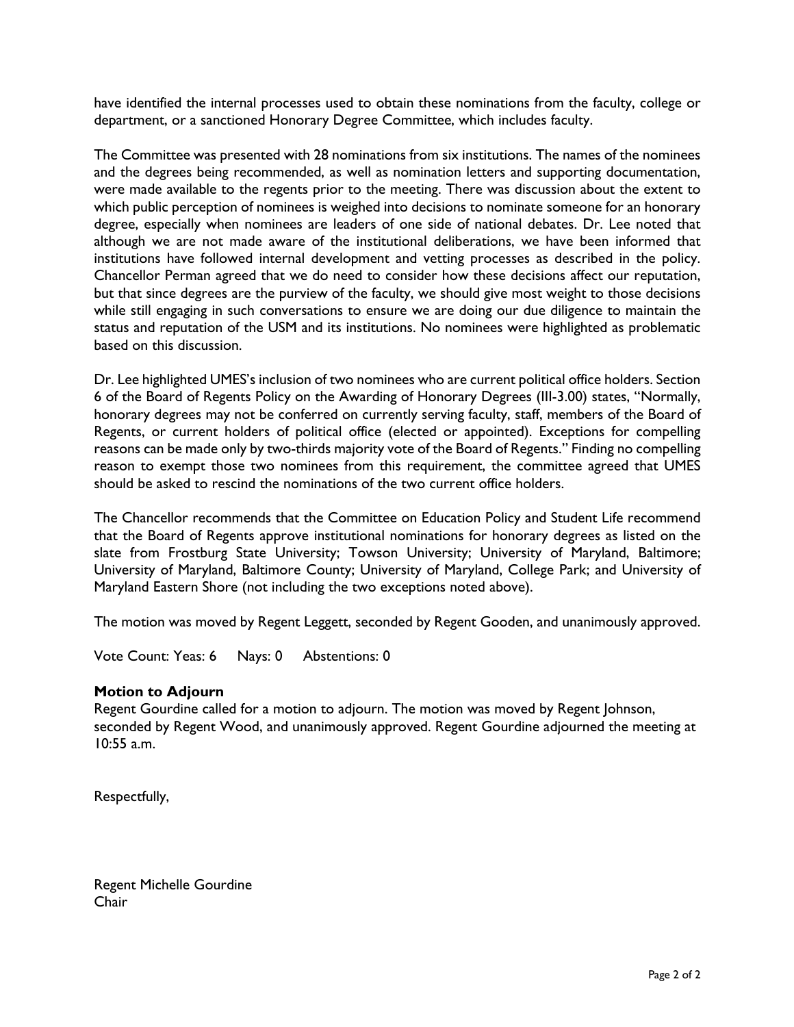have identified the internal processes used to obtain these nominations from the faculty, college or department, or a sanctioned Honorary Degree Committee, which includes faculty.

The Committee was presented with 28 nominations from six institutions. The names of the nominees and the degrees being recommended, as well as nomination letters and supporting documentation, were made available to the regents prior to the meeting. There was discussion about the extent to which public perception of nominees is weighed into decisions to nominate someone for an honorary degree, especially when nominees are leaders of one side of national debates. Dr. Lee noted that although we are not made aware of the institutional deliberations, we have been informed that institutions have followed internal development and vetting processes as described in the policy. Chancellor Perman agreed that we do need to consider how these decisions affect our reputation, but that since degrees are the purview of the faculty, we should give most weight to those decisions while still engaging in such conversations to ensure we are doing our due diligence to maintain the status and reputation of the USM and its institutions. No nominees were highlighted as problematic based on this discussion.

Dr. Lee highlighted UMES's inclusion of two nominees who are current political office holders. Section 6 of the Board of Regents Policy on the Awarding of Honorary Degrees (III-3.00) states, "Normally, honorary degrees may not be conferred on currently serving faculty, staff, members of the Board of Regents, or current holders of political office (elected or appointed). Exceptions for compelling reasons can be made only by two-thirds majority vote of the Board of Regents." Finding no compelling reason to exempt those two nominees from this requirement, the committee agreed that UMES should be asked to rescind the nominations of the two current office holders.

The Chancellor recommends that the Committee on Education Policy and Student Life recommend that the Board of Regents approve institutional nominations for honorary degrees as listed on the slate from Frostburg State University; Towson University; University of Maryland, Baltimore; University of Maryland, Baltimore County; University of Maryland, College Park; and University of Maryland Eastern Shore (not including the two exceptions noted above).

The motion was moved by Regent Leggett, seconded by Regent Gooden, and unanimously approved.

Vote Count: Yeas: 6 Nays: 0 Abstentions: 0

**Motion to Adjourn**

Regent Gourdine called for a motion to adjourn. The motion was moved by Regent Johnson, seconded by Regent Wood, and unanimously approved. Regent Gourdine adjourned the meeting at 10:55 a.m.

Respectfully,

Regent Michelle Gourdine
Chair